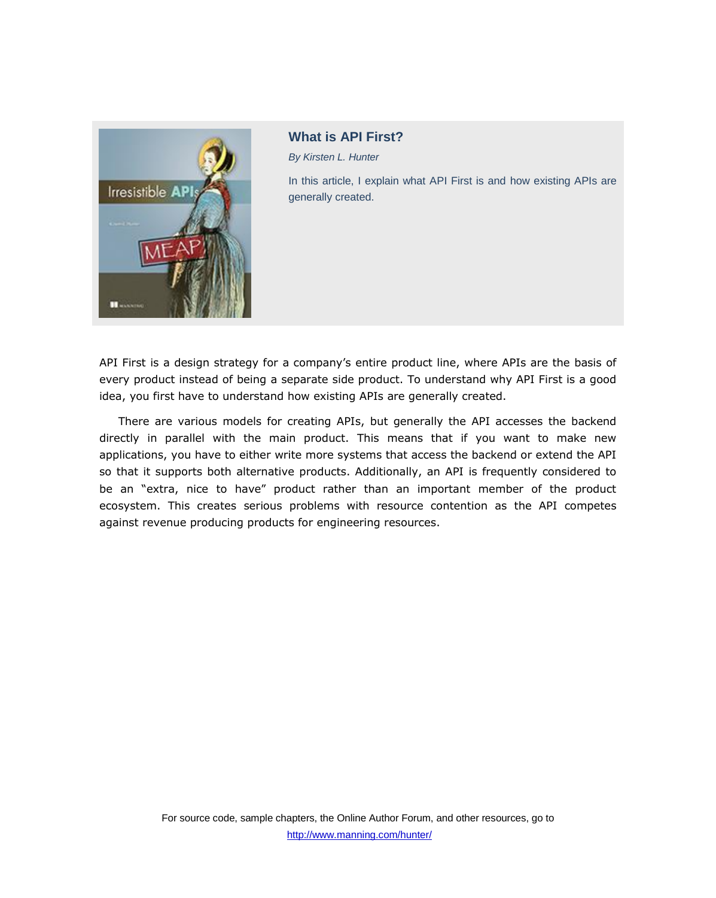# What is API First?

*By Kirsten L. Hunter*

In this article, I explain what API First is and how existing APIs are generally created.

API First is a design strategy for a company's entire product line, where APIs are the basis of every product instead of being a separate side product. To understand why API First is a good idea, you first have to understand how existing APIs are generally created.

There are various models for creating APIs, but generally the API accesses the backend directly in parallel with the main product. This means that if you want to make new applications, you have to either write more systems that access the backend or extend the API so that it supports both alternative products. Additionally, an API is frequently considered to be an "extra, nice to have" product rather than an important member of the product ecosystem. This creates serious problems with resource contention as the API competes against revenue producing products for engineering resources.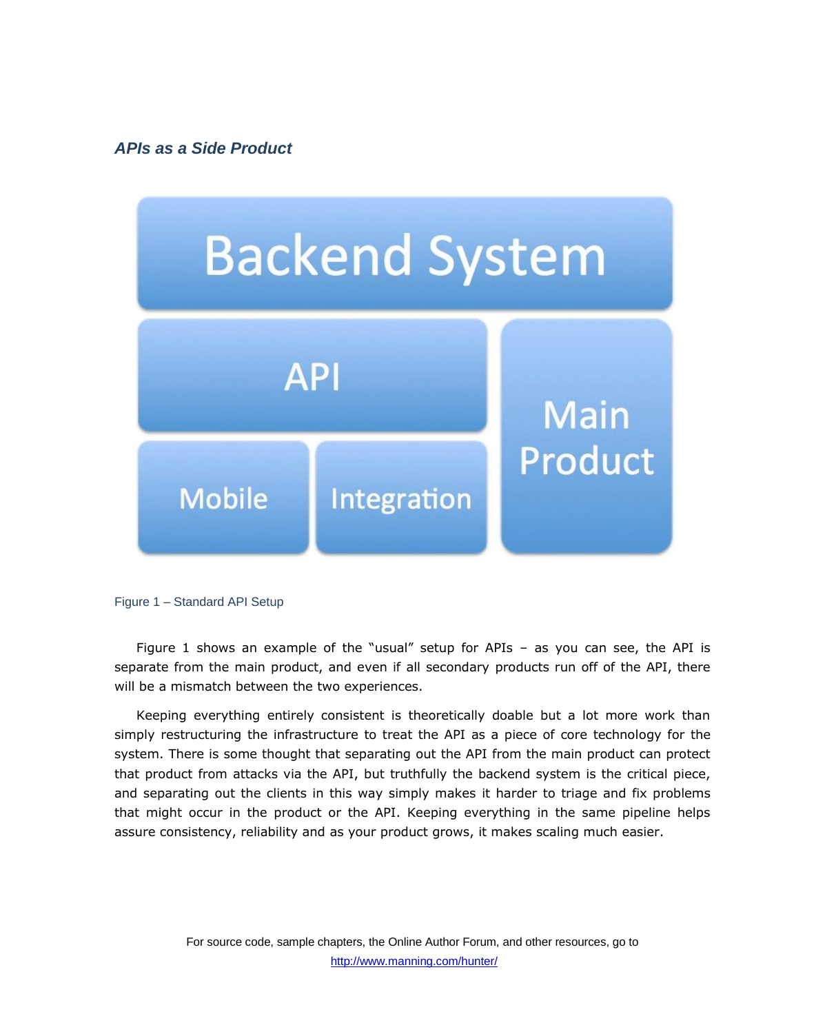### *APIs as a Side Product*

Figure 1 – Standard API Setup

Figure 1 shows an example of the "usual" setup for APIs – as you can see, the API is separate from the main product, and even if all secondary products run off of the API, there will be a mismatch between the two experiences.

Keeping everything entirely consistent is theoretically doable but a lot more work than simply restructuring the infrastructure to treat the API as a piece of core technology for the system. There is some thought that separating out the API from the main product can protect that product from attacks via the API, but truthfully the backend system is the critical piece, and separating out the clients in this way simply makes it harder to triage and fix problems that might occur in the product or the API. Keeping everything in the same pipeline helps assure consistency, reliability and as your product grows, it makes scaling much easier.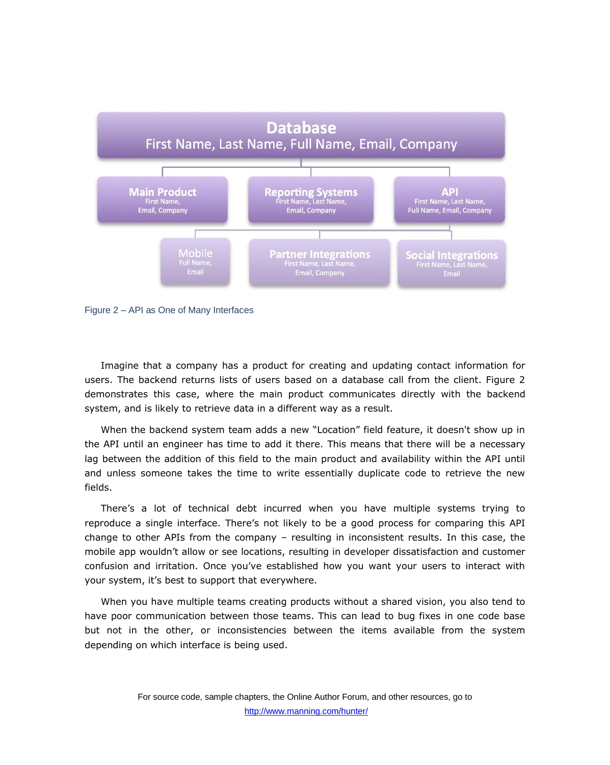**Database**
First Name, Last Name, Full Name, Email, Company

**Main Product**
First Name, Email, Company

**Reporting Systems**
First Name, Last Name, Email, Company

**API**
First Name, Last Name, Full Name, Email, Company

**Mobile**
Full Name, Email

**Partner Integrations**
First Name, Last Name, Email, Company

**Social Integrations**
First Name, Last Name, Email

Figure 2 – API as One of Many Interfaces

Imagine that a company has a product for creating and updating contact information for users. The backend returns lists of users based on a database call from the client. Figure 2 demonstrates this case, where the main product communicates directly with the backend system, and is likely to retrieve data in a different way as a result.

When the backend system team adds a new "Location" field feature, it doesn't show up in the API until an engineer has time to add it there. This means that there will be a necessary lag between the addition of this field to the main product and availability within the API until and unless someone takes the time to write essentially duplicate code to retrieve the new fields.

There's a lot of technical debt incurred when you have multiple systems trying to reproduce a single interface. There's not likely to be a good process for comparing this API change to other APIs from the company – resulting in inconsistent results. In this case, the mobile app wouldn't allow or see locations, resulting in developer dissatisfaction and customer confusion and irritation. Once you've established how you want your users to interact with your system, it's best to support that everywhere.

When you have multiple teams creating products without a shared vision, you also tend to have poor communication between those teams. This can lead to bug fixes in one code base but not in the other, or inconsistencies between the items available from the system depending on which interface is being used.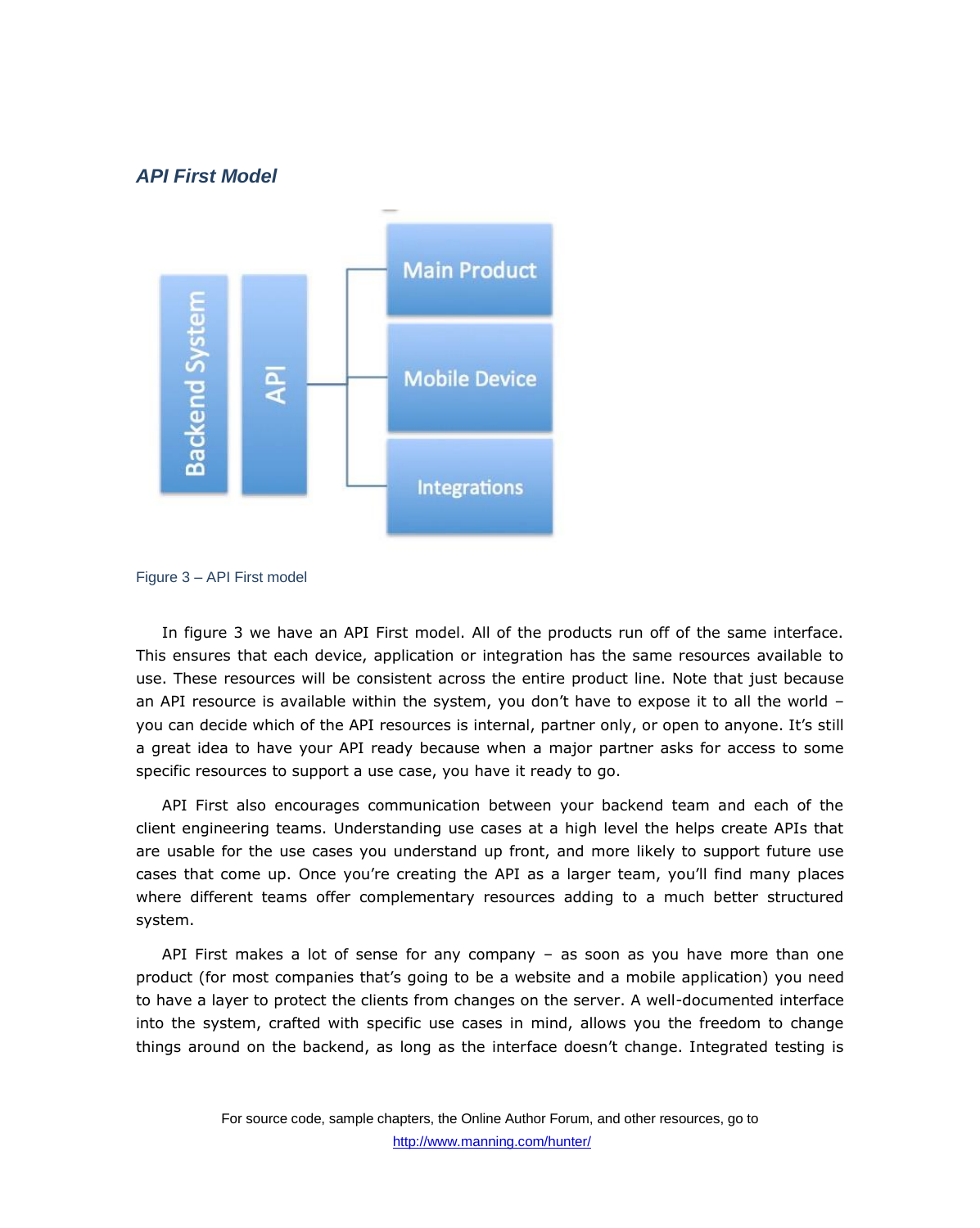### *API First Model*

Figure 3 – API First model

In figure 3 we have an API First model. All of the products run off of the same interface. This ensures that each device, application or integration has the same resources available to use. These resources will be consistent across the entire product line. Note that just because an API resource is available within the system, you don't have to expose it to all the world – you can decide which of the API resources is internal, partner only, or open to anyone. It's still a great idea to have your API ready because when a major partner asks for access to some specific resources to support a use case, you have it ready to go.

API First also encourages communication between your backend team and each of the client engineering teams. Understanding use cases at a high level the helps create APIs that are usable for the use cases you understand up front, and more likely to support future use cases that come up. Once you're creating the API as a larger team, you'll find many places where different teams offer complementary resources adding to a much better structured system.

API First makes a lot of sense for any company – as soon as you have more than one product (for most companies that's going to be a website and a mobile application) you need to have a layer to protect the clients from changes on the server. A well-documented interface into the system, crafted with specific use cases in mind, allows you the freedom to change things around on the backend, as long as the interface doesn't change. Integrated testing is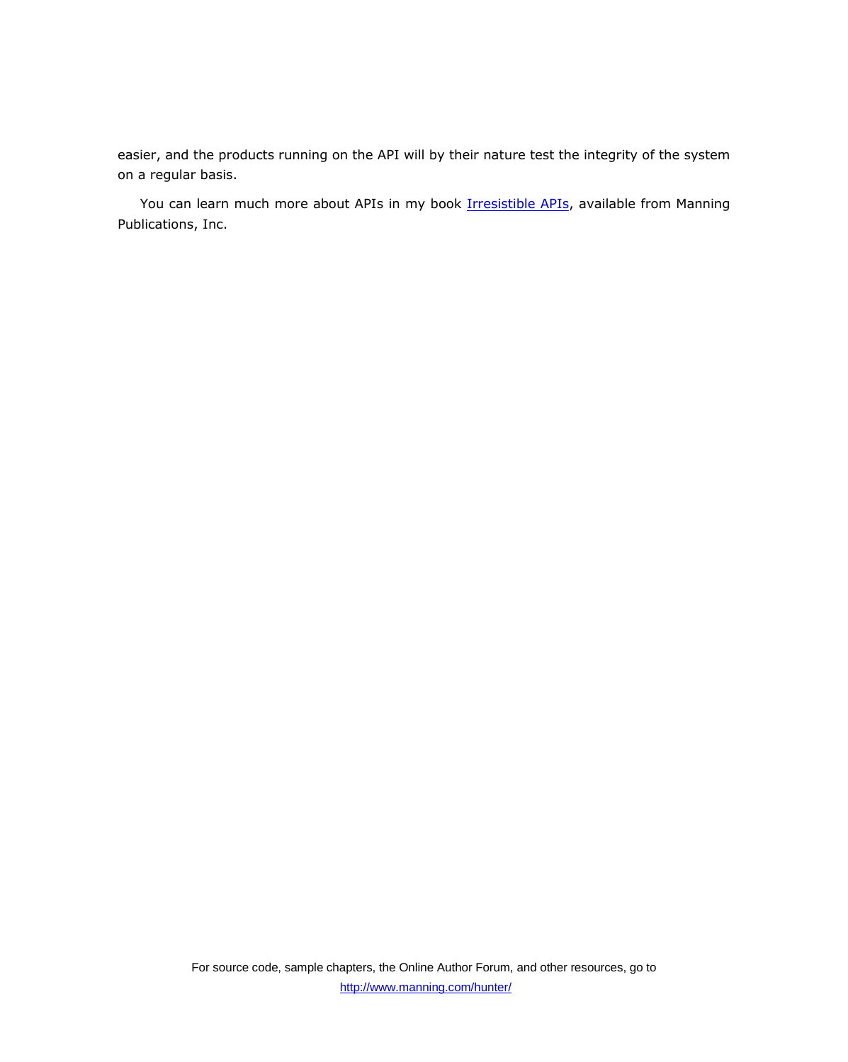easier, and the products running on the API will by their nature test the integrity of the system on a regular basis.

You can learn much more about APIs in my book Irresistible APIs, available from Manning Publications, Inc.